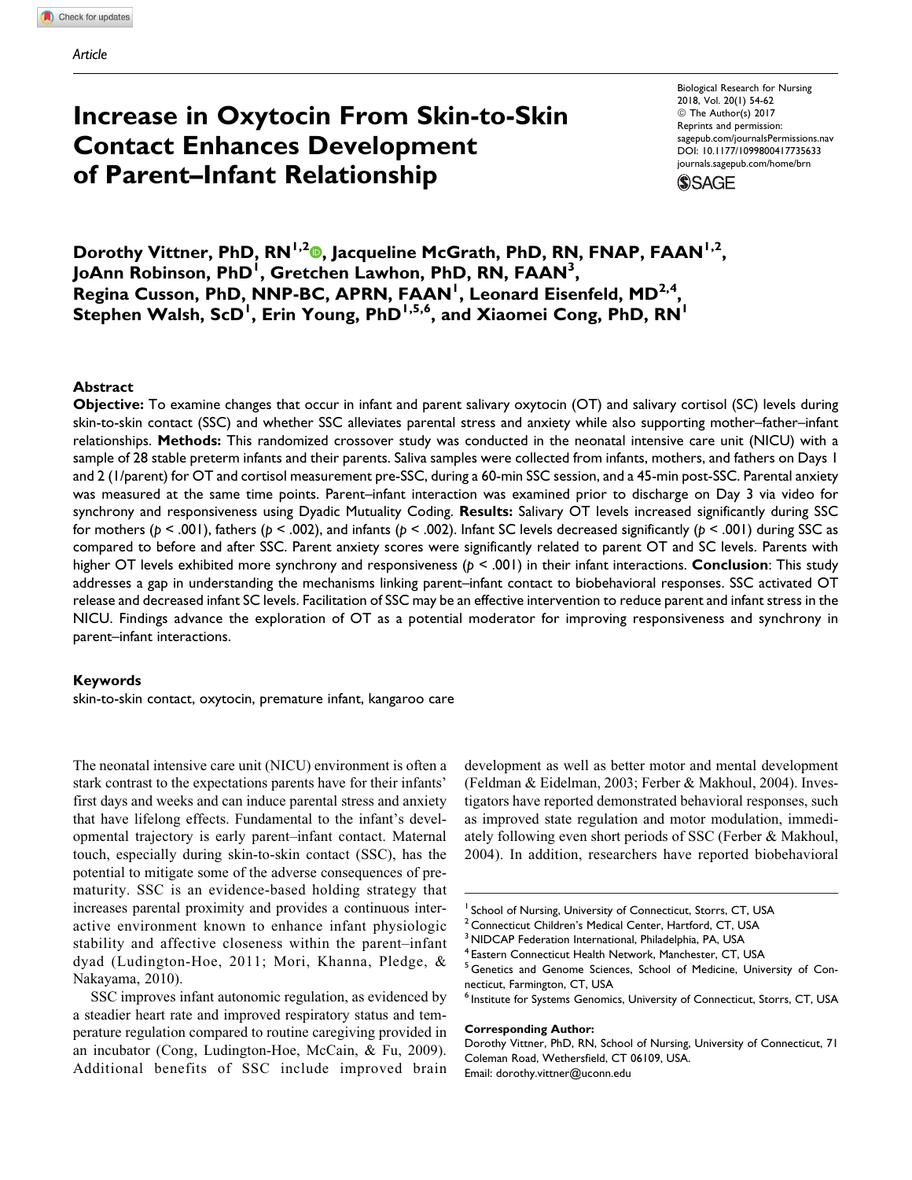Article

# Increase in Oxytocin From Skin-to-Skin Contact Enhances Development of Parent–Infant Relationship

Biological Research for Nursing
2018, Vol. 20(1) 54-62
© The Author(s) 2017
Reprints and permission: sagepub.com/journalsPermissions.nav
DOI: 10.1177/1099800417735633
journals.sagepub.com/home/brn

**Dorothy Vittner, PhD, RN[1,2], Jacqueline McGrath, PhD, RN, FNAP, FAAN[1,2], JoAnn Robinson, PhD[1], Gretchen Lawhon, PhD, RN, FAAN[3], Regina Cusson, PhD, NNP-BC, APRN, FAAN[1], Leonard Eisenfeld, MD[2,4], Stephen Walsh, ScD[1], Erin Young, PhD[1,5,6], and Xiaomei Cong, PhD, RN[1]**

## Abstract

**Objective:** To examine changes that occur in infant and parent salivary oxytocin (OT) and salivary cortisol (SC) levels during skin-to-skin contact (SSC) and whether SSC alleviates parental stress and anxiety while also supporting mother–father–infant relationships. **Methods:** This randomized crossover study was conducted in the neonatal intensive care unit (NICU) with a sample of 28 stable preterm infants and their parents. Saliva samples were collected from infants, mothers, and fathers on Days 1 and 2 (1/parent) for OT and cortisol measurement pre-SSC, during a 60-min SSC session, and a 45-min post-SSC. Parental anxiety was measured at the same time points. Parent–infant interaction was examined prior to discharge on Day 3 via video for synchrony and responsiveness using Dyadic Mutuality Coding. **Results:** Salivary OT levels increased significantly during SSC for mothers ($p < .001$), fathers ($p < .002$), and infants ($p < .002$). Infant SC levels decreased significantly ($p < .001$) during SSC as compared to before and after SSC. Parent anxiety scores were significantly related to parent OT and SC levels. Parents with higher OT levels exhibited more synchrony and responsiveness ($p < .001$) in their infant interactions. **Conclusion**: This study addresses a gap in understanding the mechanisms linking parent–infant contact to biobehavioral responses. SSC activated OT release and decreased infant SC levels. Facilitation of SSC may be an effective intervention to reduce parent and infant stress in the NICU. Findings advance the exploration of OT as a potential moderator for improving responsiveness and synchrony in parent–infant interactions.

### Keywords

skin-to-skin contact, oxytocin, premature infant, kangaroo care

The neonatal intensive care unit (NICU) environment is often a stark contrast to the expectations parents have for their infants' first days and weeks and can induce parental stress and anxiety that have lifelong effects. Fundamental to the infant's developmental trajectory is early parent–infant contact. Maternal touch, especially during skin-to-skin contact (SSC), has the potential to mitigate some of the adverse consequences of prematurity. SSC is an evidence-based holding strategy that increases parental proximity and provides a continuous interactive environment known to enhance infant physiologic stability and affective closeness within the parent–infant dyad (Ludington-Hoe, 2011; Mori, Khanna, Pledge, & Nakayama, 2010).

SSC improves infant autonomic regulation, as evidenced by a steadier heart rate and improved respiratory status and temperature regulation compared to routine caregiving provided in an incubator (Cong, Ludington-Hoe, McCain, & Fu, 2009). Additional benefits of SSC include improved brain development as well as better motor and mental development (Feldman & Eidelman, 2003; Ferber & Makhoul, 2004). Investigators have reported demonstrated behavioral responses, such as improved state regulation and motor modulation, immediately following even short periods of SSC (Ferber & Makhoul, 2004). In addition, researchers have reported biobehavioral

[1] School of Nursing, University of Connecticut, Storrs, CT, USA
[2] Connecticut Children's Medical Center, Hartford, CT, USA
[3] NIDCAP Federation International, Philadelphia, PA, USA
[4] Eastern Connecticut Health Network, Manchester, CT, USA
[5] Genetics and Genome Sciences, School of Medicine, University of Connecticut, Farmington, CT, USA
[6] Institute for Systems Genomics, University of Connecticut, Storrs, CT, USA

**Corresponding Author:**
Dorothy Vittner, PhD, RN, School of Nursing, University of Connecticut, 71 Coleman Road, Wethersfield, CT 06109, USA.
Email: dorothy.vittner@uconn.edu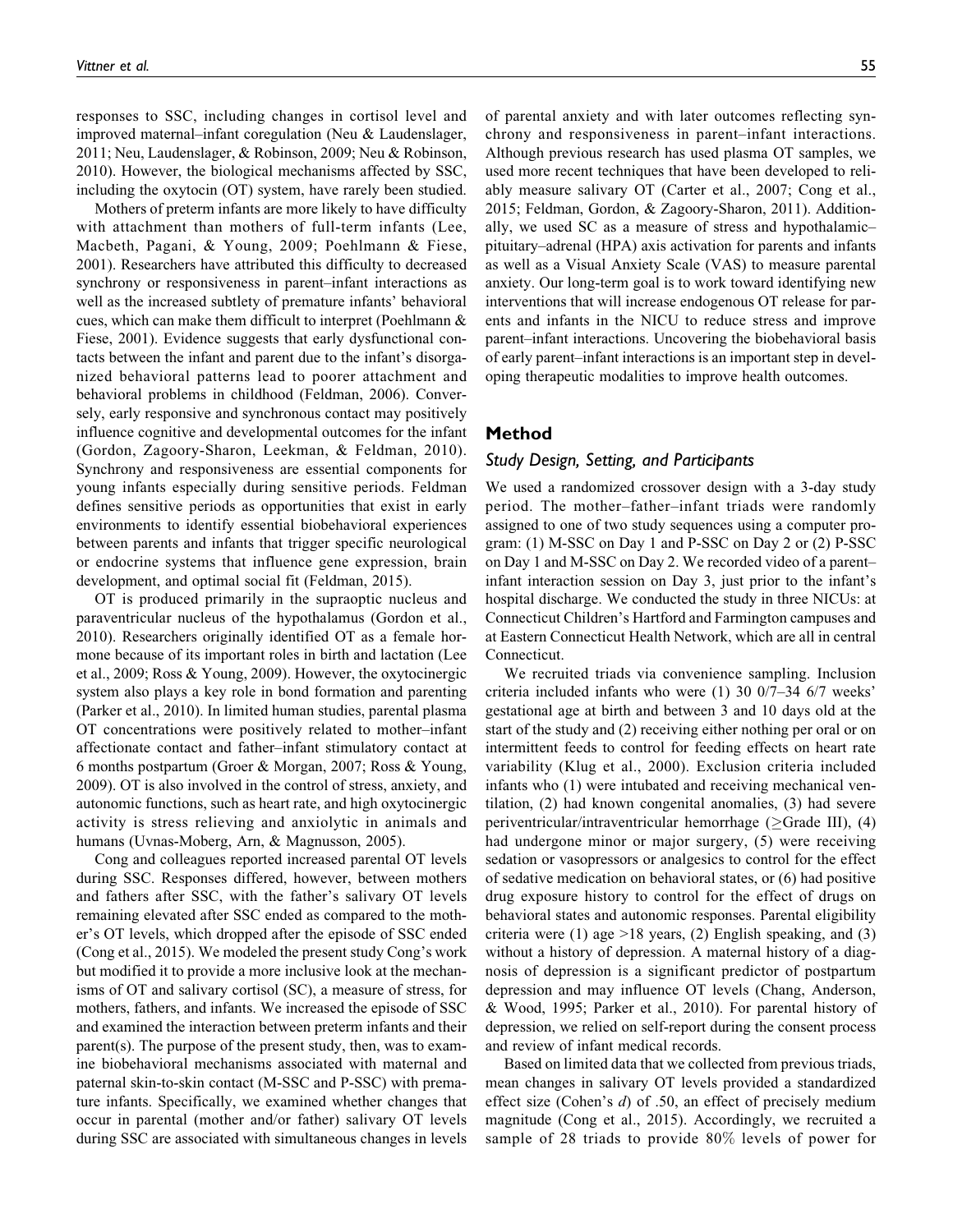responses to SSC, including changes in cortisol level and improved maternal–infant coregulation (Neu & Laudenslager, 2011; Neu, Laudenslager, & Robinson, 2009; Neu & Robinson, 2010). However, the biological mechanisms affected by SSC, including the oxytocin (OT) system, have rarely been studied.

Mothers of preterm infants are more likely to have difficulty with attachment than mothers of full-term infants (Lee, Macbeth, Pagani, & Young, 2009; Poehlmann & Fiese, 2001). Researchers have attributed this difficulty to decreased synchrony or responsiveness in parent–infant interactions as well as the increased subtlety of premature infants' behavioral cues, which can make them difficult to interpret (Poehlmann & Fiese, 2001). Evidence suggests that early dysfunctional contacts between the infant and parent due to the infant's disorganized behavioral patterns lead to poorer attachment and behavioral problems in childhood (Feldman, 2006). Conversely, early responsive and synchronous contact may positively influence cognitive and developmental outcomes for the infant (Gordon, Zagoory-Sharon, Leekman, & Feldman, 2010). Synchrony and responsiveness are essential components for young infants especially during sensitive periods. Feldman defines sensitive periods as opportunities that exist in early environments to identify essential biobehavioral experiences between parents and infants that trigger specific neurological or endocrine systems that influence gene expression, brain development, and optimal social fit (Feldman, 2015).

OT is produced primarily in the supraoptic nucleus and paraventricular nucleus of the hypothalamus (Gordon et al., 2010). Researchers originally identified OT as a female hormone because of its important roles in birth and lactation (Lee et al., 2009; Ross & Young, 2009). However, the oxytocinergic system also plays a key role in bond formation and parenting (Parker et al., 2010). In limited human studies, parental plasma OT concentrations were positively related to mother–infant affectionate contact and father–infant stimulatory contact at 6 months postpartum (Groer & Morgan, 2007; Ross & Young, 2009). OT is also involved in the control of stress, anxiety, and autonomic functions, such as heart rate, and high oxytocinergic activity is stress relieving and anxiolytic in animals and humans (Uvnas-Moberg, Arn, & Magnusson, 2005).

Cong and colleagues reported increased parental OT levels during SSC. Responses differed, however, between mothers and fathers after SSC, with the father's salivary OT levels remaining elevated after SSC ended as compared to the mother's OT levels, which dropped after the episode of SSC ended (Cong et al., 2015). We modeled the present study Cong's work but modified it to provide a more inclusive look at the mechanisms of OT and salivary cortisol (SC), a measure of stress, for mothers, fathers, and infants. We increased the episode of SSC and examined the interaction between preterm infants and their parent(s). The purpose of the present study, then, was to examine biobehavioral mechanisms associated with maternal and paternal skin-to-skin contact (M-SSC and P-SSC) with premature infants. Specifically, we examined whether changes that occur in parental (mother and/or father) salivary OT levels during SSC are associated with simultaneous changes in levels of parental anxiety and with later outcomes reflecting synchrony and responsiveness in parent–infant interactions. Although previous research has used plasma OT samples, we used more recent techniques that have been developed to reliably measure salivary OT (Carter et al., 2007; Cong et al., 2015; Feldman, Gordon, & Zagoory-Sharon, 2011). Additionally, we used SC as a measure of stress and hypothalamic–pituitary–adrenal (HPA) axis activation for parents and infants as well as a Visual Anxiety Scale (VAS) to measure parental anxiety. Our long-term goal is to work toward identifying new interventions that will increase endogenous OT release for parents and infants in the NICU to reduce stress and improve parent–infant interactions. Uncovering the biobehavioral basis of early parent–infant interactions is an important step in developing therapeutic modalities to improve health outcomes.

## Method

### *Study Design, Setting, and Participants*

We used a randomized crossover design with a 3-day study period. The mother–father–infant triads were randomly assigned to one of two study sequences using a computer program: (1) M-SSC on Day 1 and P-SSC on Day 2 or (2) P-SSC on Day 1 and M-SSC on Day 2. We recorded video of a parent–infant interaction session on Day 3, just prior to the infant's hospital discharge. We conducted the study in three NICUs: at Connecticut Children's Hartford and Farmington campuses and at Eastern Connecticut Health Network, which are all in central Connecticut.

We recruited triads via convenience sampling. Inclusion criteria included infants who were (1) 30 0/7–34 6/7 weeks' gestational age at birth and between 3 and 10 days old at the start of the study and (2) receiving either nothing per oral or on intermittent feeds to control for feeding effects on heart rate variability (Klug et al., 2000). Exclusion criteria included infants who (1) were intubated and receiving mechanical ventilation, (2) had known congenital anomalies, (3) had severe periventricular/intraventricular hemorrhage ($\geq$Grade III), (4) had undergone minor or major surgery, (5) were receiving sedation or vasopressors or analgesics to control for the effect of sedative medication on behavioral states, or (6) had positive drug exposure history to control for the effect of drugs on behavioral states and autonomic responses. Parental eligibility criteria were (1) age >18 years, (2) English speaking, and (3) without a history of depression. A maternal history of a diagnosis of depression is a significant predictor of postpartum depression and may influence OT levels (Chang, Anderson, & Wood, 1995; Parker et al., 2010). For parental history of depression, we relied on self-report during the consent process and review of infant medical records.

Based on limited data that we collected from previous triads, mean changes in salivary OT levels provided a standardized effect size (Cohen's *d*) of .50, an effect of precisely medium magnitude (Cong et al., 2015). Accordingly, we recruited a sample of 28 triads to provide 80% levels of power for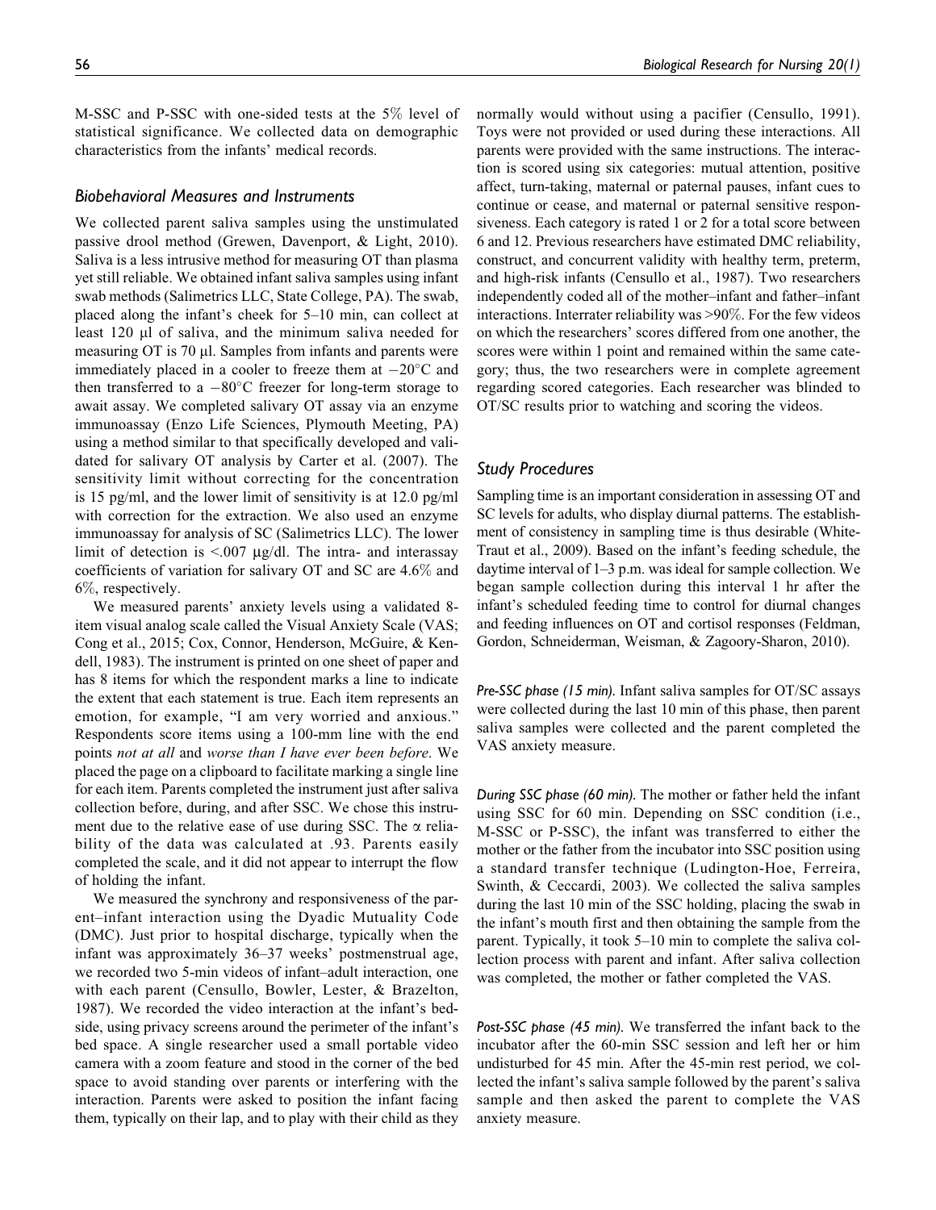M-SSC and P-SSC with one-sided tests at the 5% level of statistical significance. We collected data on demographic characteristics from the infants' medical records.

### Biobehavioral Measures and Instruments

We collected parent saliva samples using the unstimulated passive drool method (Grewen, Davenport, & Light, 2010). Saliva is a less intrusive method for measuring OT than plasma yet still reliable. We obtained infant saliva samples using infant swab methods (Salimetrics LLC, State College, PA). The swab, placed along the infant's cheek for 5–10 min, can collect at least 120 μl of saliva, and the minimum saliva needed for measuring OT is 70 μl. Samples from infants and parents were immediately placed in a cooler to freeze them at −20°C and then transferred to a −80°C freezer for long-term storage to await assay. We completed salivary OT assay via an enzyme immunoassay (Enzo Life Sciences, Plymouth Meeting, PA) using a method similar to that specifically developed and validated for salivary OT analysis by Carter et al. (2007). The sensitivity limit without correcting for the concentration is 15 pg/ml, and the lower limit of sensitivity is at 12.0 pg/ml with correction for the extraction. We also used an enzyme immunoassay for analysis of SC (Salimetrics LLC). The lower limit of detection is <.007 μg/dl. The intra- and interassay coefficients of variation for salivary OT and SC are 4.6% and 6%, respectively.

We measured parents' anxiety levels using a validated 8-item visual analog scale called the Visual Anxiety Scale (VAS; Cong et al., 2015; Cox, Connor, Henderson, McGuire, & Kendell, 1983). The instrument is printed on one sheet of paper and has 8 items for which the respondent marks a line to indicate the extent that each statement is true. Each item represents an emotion, for example, "I am very worried and anxious." Respondents score items using a 100-mm line with the end points *not at all* and *worse than I have ever been before*. We placed the page on a clipboard to facilitate marking a single line for each item. Parents completed the instrument just after saliva collection before, during, and after SSC. We chose this instrument due to the relative ease of use during SSC. The $\alpha$ reliability of the data was calculated at .93. Parents easily completed the scale, and it did not appear to interrupt the flow of holding the infant.

We measured the synchrony and responsiveness of the parent–infant interaction using the Dyadic Mutuality Code (DMC). Just prior to hospital discharge, typically when the infant was approximately 36–37 weeks' postmenstrual age, we recorded two 5-min videos of infant–adult interaction, one with each parent (Censullo, Bowler, Lester, & Brazelton, 1987). We recorded the video interaction at the infant's bedside, using privacy screens around the perimeter of the infant's bed space. A single researcher used a small portable video camera with a zoom feature and stood in the corner of the bed space to avoid standing over parents or interfering with the interaction. Parents were asked to position the infant facing them, typically on their lap, and to play with their child as they normally would without using a pacifier (Censullo, 1991). Toys were not provided or used during these interactions. All parents were provided with the same instructions. The interaction is scored using six categories: mutual attention, positive affect, turn-taking, maternal or paternal pauses, infant cues to continue or cease, and maternal or paternal sensitive responsiveness. Each category is rated 1 or 2 for a total score between 6 and 12. Previous researchers have estimated DMC reliability, construct, and concurrent validity with healthy term, preterm, and high-risk infants (Censullo et al., 1987). Two researchers independently coded all of the mother–infant and father–infant interactions. Interrater reliability was >90%. For the few videos on which the researchers' scores differed from one another, the scores were within 1 point and remained within the same category; thus, the two researchers were in complete agreement regarding scored categories. Each researcher was blinded to OT/SC results prior to watching and scoring the videos.

### Study Procedures

Sampling time is an important consideration in assessing OT and SC levels for adults, who display diurnal patterns. The establishment of consistency in sampling time is thus desirable (White-Traut et al., 2009). Based on the infant's feeding schedule, the daytime interval of 1–3 p.m. was ideal for sample collection. We began sample collection during this interval 1 hr after the infant's scheduled feeding time to control for diurnal changes and feeding influences on OT and cortisol responses (Feldman, Gordon, Schneiderman, Weisman, & Zagoory-Sharon, 2010).

*Pre-SSC phase (15 min).* Infant saliva samples for OT/SC assays were collected during the last 10 min of this phase, then parent saliva samples were collected and the parent completed the VAS anxiety measure.

*During SSC phase (60 min).* The mother or father held the infant using SSC for 60 min. Depending on SSC condition (i.e., M-SSC or P-SSC), the infant was transferred to either the mother or the father from the incubator into SSC position using a standard transfer technique (Ludington-Hoe, Ferreira, Swinth, & Ceccardi, 2003). We collected the saliva samples during the last 10 min of the SSC holding, placing the swab in the infant's mouth first and then obtaining the sample from the parent. Typically, it took 5–10 min to complete the saliva collection process with parent and infant. After saliva collection was completed, the mother or father completed the VAS.

*Post-SSC phase (45 min).* We transferred the infant back to the incubator after the 60-min SSC session and left her or him undisturbed for 45 min. After the 45-min rest period, we collected the infant's saliva sample followed by the parent's saliva sample and then asked the parent to complete the VAS anxiety measure.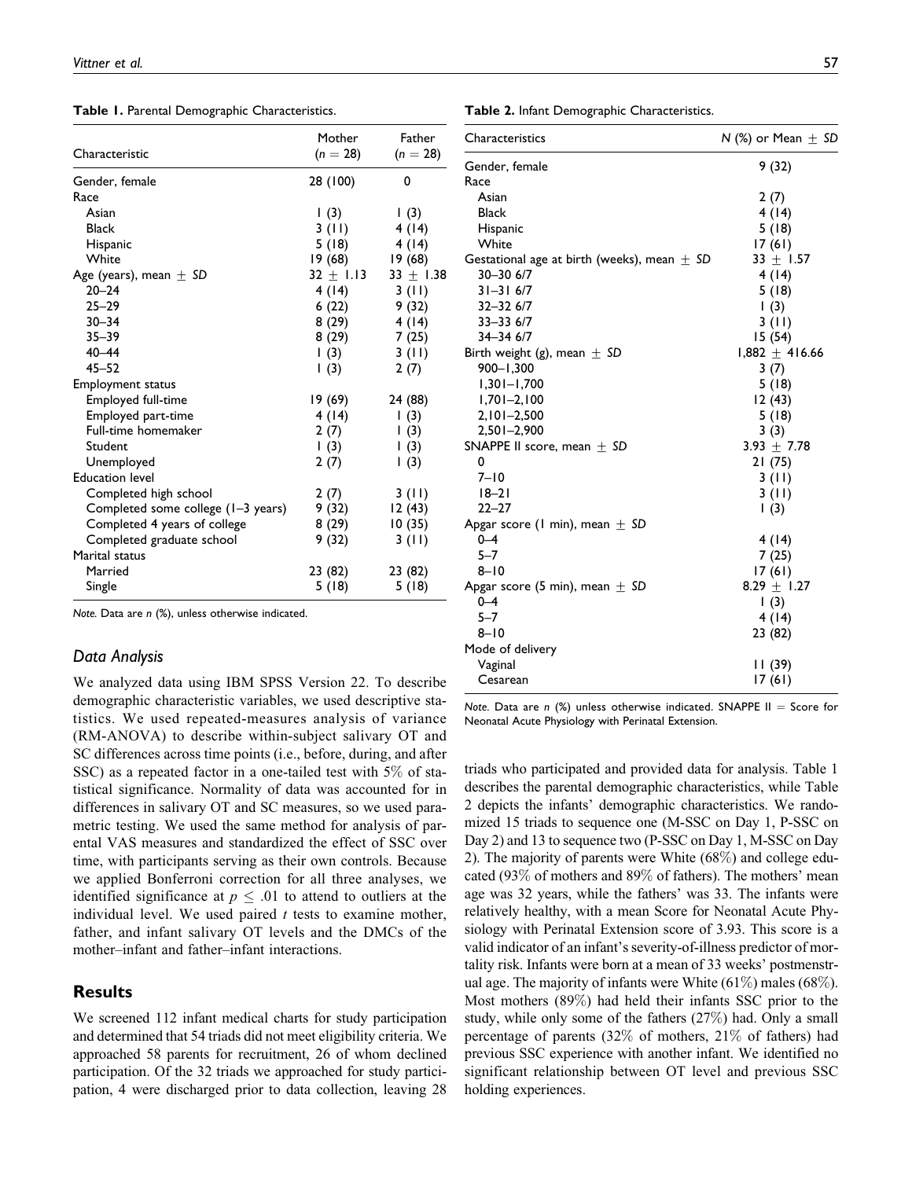**Table 1.** Parental Demographic Characteristics.

| Characteristic | Mother ($n = 28$) | Father ($n = 28$) |
|---|---|---|
| Gender, female | 28 (100) | 0 |
| Race | | |
| Asian | 1 (3) | 1 (3) |
| Black | 3 (11) | 4 (14) |
| Hispanic | 5 (18) | 4 (14) |
| White | 19 (68) | 19 (68) |
| Age (years), mean ± *SD* | 32 ± 1.13 | 33 ± 1.38 |
| 20–24 | 4 (14) | 3 (11) |
| 25–29 | 6 (22) | 9 (32) |
| 30–34 | 8 (29) | 4 (14) |
| 35–39 | 8 (29) | 7 (25) |
| 40–44 | 1 (3) | 3 (11) |
| 45–52 | 1 (3) | 2 (7) |
| Employment status | | |
| Employed full-time | 19 (69) | 24 (88) |
| Employed part-time | 4 (14) | 1 (3) |
| Full-time homemaker | 2 (7) | 1 (3) |
| Student | 1 (3) | 1 (3) |
| Unemployed | 2 (7) | 1 (3) |
| Education level | | |
| Completed high school | 2 (7) | 3 (11) |
| Completed some college (1–3 years) | 9 (32) | 12 (43) |
| Completed 4 years of college | 8 (29) | 10 (35) |
| Completed graduate school | 9 (32) | 3 (11) |
| Marital status | | |
| Married | 23 (82) | 23 (82) |
| Single | 5 (18) | 5 (18) |

*Note.* Data are *n* (%), unless otherwise indicated.

### Data Analysis

We analyzed data using IBM SPSS Version 22. To describe demographic characteristic variables, we used descriptive statistics. We used repeated-measures analysis of variance (RM-ANOVA) to describe within-subject salivary OT and SC differences across time points (i.e., before, during, and after SSC) as a repeated factor in a one-tailed test with 5% of statistical significance. Normality of data was accounted for in differences in salivary OT and SC measures, so we used parametric testing. We used the same method for analysis of parental VAS measures and standardized the effect of SSC over time, with participants serving as their own controls. Because we applied Bonferroni correction for all three analyses, we identified significance at $p \leq .01$ to attend to outliers at the individual level. We used paired *t* tests to examine mother, father, and infant salivary OT levels and the DMCs of the mother–infant and father–infant interactions.

## Results

We screened 112 infant medical charts for study participation and determined that 54 triads did not meet eligibility criteria. We approached 58 parents for recruitment, 26 of whom declined participation. Of the 32 triads we approached for study participation, 4 were discharged prior to data collection, leaving 28 triads who participated and provided data for analysis. Table 1 describes the parental demographic characteristics, while Table 2 depicts the infants' demographic characteristics. We randomized 15 triads to sequence one (M-SSC on Day 1, P-SSC on Day 2) and 13 to sequence two (P-SSC on Day 1, M-SSC on Day 2). The majority of parents were White (68%) and college educated (93% of mothers and 89% of fathers). The mothers' mean age was 32 years, while the fathers' was 33. The infants were relatively healthy, with a mean Score for Neonatal Acute Physiology with Perinatal Extension score of 3.93. This score is a valid indicator of an infant's severity-of-illness predictor of mortality risk. Infants were born at a mean of 33 weeks' postmenstrual age. The majority of infants were White (61%) males (68%). Most mothers (89%) had held their infants SSC prior to the study, while only some of the fathers (27%) had. Only a small percentage of parents (32% of mothers, 21% of fathers) had previous SSC experience with another infant. We identified no significant relationship between OT level and previous SSC holding experiences.

**Table 2.** Infant Demographic Characteristics.

| Characteristics | *N* (%) or Mean ± *SD* |
|---|---|
| Gender, female | 9 (32) |
| Race | |
| Asian | 2 (7) |
| Black | 4 (14) |
| Hispanic | 5 (18) |
| White | 17 (61) |
| Gestational age at birth (weeks), mean ± *SD* | 33 ± 1.57 |
| 30–30 6/7 | 4 (14) |
| 31–31 6/7 | 5 (18) |
| 32–32 6/7 | 1 (3) |
| 33–33 6/7 | 3 (11) |
| 34–34 6/7 | 15 (54) |
| Birth weight (g), mean ± *SD* | 1,882 ± 416.66 |
| 900–1,300 | 3 (7) |
| 1,301–1,700 | 5 (18) |
| 1,701–2,100 | 12 (43) |
| 2,101–2,500 | 5 (18) |
| 2,501–2,900 | 3 (3) |
| SNAPPE II score, mean ± *SD* | 3.93 ± 7.78 |
| 0 | 21 (75) |
| 7–10 | 3 (11) |
| 18–21 | 3 (11) |
| 22–27 | 1 (3) |
| Apgar score (1 min), mean ± *SD* | |
| 0–4 | 4 (14) |
| 5–7 | 7 (25) |
| 8–10 | 17 (61) |
| Apgar score (5 min), mean ± *SD* | 8.29 ± 1.27 |
| 0–4 | 1 (3) |
| 5–7 | 4 (14) |
| 8–10 | 23 (82) |
| Mode of delivery | |
| Vaginal | 11 (39) |
| Cesarean | 17 (61) |

*Note.* Data are *n* (%) unless otherwise indicated. SNAPPE II = Score for Neonatal Acute Physiology with Perinatal Extension.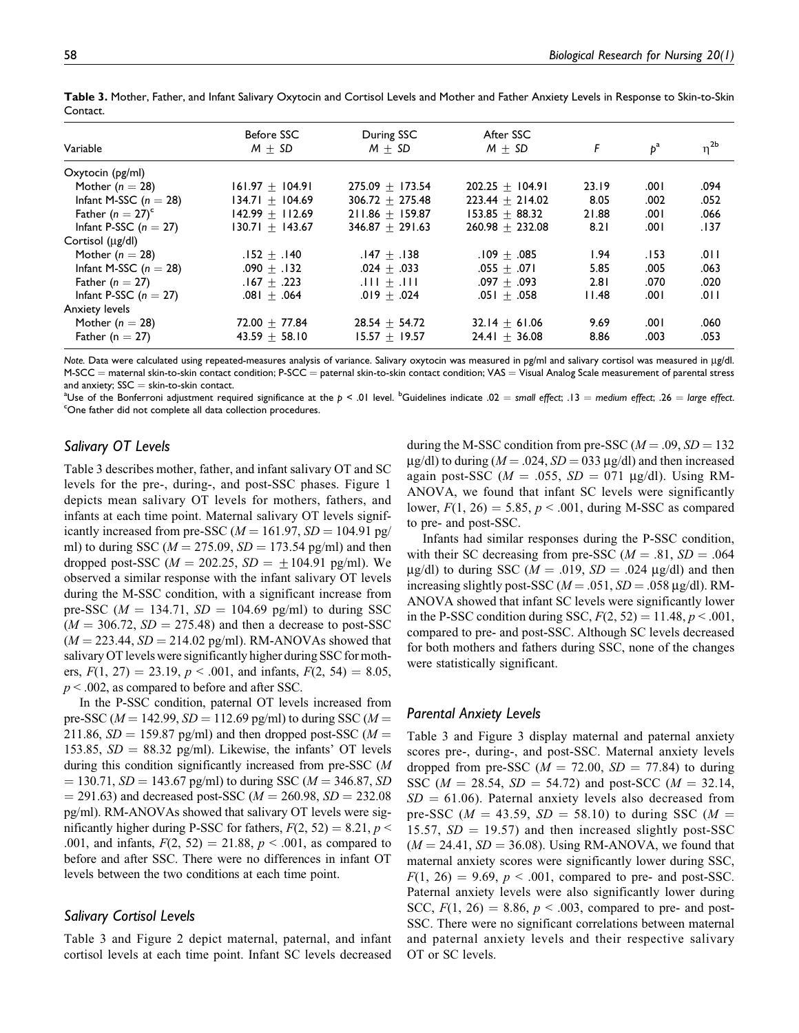**Table 3.** Mother, Father, and Infant Salivary Oxytocin and Cortisol Levels and Mother and Father Anxiety Levels in Response to Skin-to-Skin Contact.

| Variable | Before SSC $M \pm SD$ | During SSC $M \pm SD$ | After SSC $M \pm SD$ | $F$ | $p$[a] | $\eta^{2b}$ |
|---|---|---|---|---|---|---|
| Oxytocin (pg/ml) | | | | | | |
| Mother ($n = 28$) | 161.97 ± 104.91 | 275.09 ± 173.54 | 202.25 ± 104.91 | 23.19 | .001 | .094 |
| Infant M-SSC ($n = 28$) | 134.71 ± 104.69 | 306.72 ± 275.48 | 223.44 ± 214.02 | 8.05 | .002 | .052 |
| Father ($n = 27$)[c] | 142.99 ± 112.69 | 211.86 ± 159.87 | 153.85 ± 88.32 | 21.88 | .001 | .066 |
| Infant P-SSC ($n = 27$) | 130.71 ± 143.67 | 346.87 ± 291.63 | 260.98 ± 232.08 | 8.21 | .001 | .137 |
| Cortisol (μg/dl) | | | | | | |
| Mother ($n = 28$) | .152 ± .140 | .147 ± .138 | .109 ± .085 | 1.94 | .153 | .011 |
| Infant M-SSC ($n = 28$) | .090 ± .132 | .024 ± .033 | .055 ± .071 | 5.85 | .005 | .063 |
| Father ($n = 27$) | .167 ± .223 | .111 ± .111 | .097 ± .093 | 2.81 | .070 | .020 |
| Infant P-SSC ($n = 27$) | .081 ± .064 | .019 ± .024 | .051 ± .058 | 11.48 | .001 | .011 |
| Anxiety levels | | | | | | |
| Mother ($n = 28$) | 72.00 ± 77.84 | 28.54 ± 54.72 | 32.14 ± 61.06 | 9.69 | .001 | .060 |
| Father ($n = 27$) | 43.59 ± 58.10 | 15.57 ± 19.57 | 24.41 ± 36.08 | 8.86 | .003 | .053 |

*Note.* Data were calculated using repeated-measures analysis of variance. Salivary oxytocin was measured in pg/ml and salivary cortisol was measured in μg/dl. M-SCC = maternal skin-to-skin contact condition; P-SCC = paternal skin-to-skin contact condition; VAS = Visual Analog Scale measurement of parental stress and anxiety; SSC = skin-to-skin contact.

[a]Use of the Bonferroni adjustment required significance at the $p < .01$ level. [b]Guidelines indicate .02 = *small effect*; .13 = *medium effect*; .26 = *large effect*. [c]One father did not complete all data collection procedures.

### Salivary OT Levels

Table 3 describes mother, father, and infant salivary OT and SC levels for the pre-, during-, and post-SSC phases. Figure 1 depicts mean salivary OT levels for mothers, fathers, and infants at each time point. Maternal salivary OT levels significantly increased from pre-SSC ($M = 161.97$, $SD = 104.91$ pg/ml) to during SSC ($M = 275.09$, $SD = 173.54$ pg/ml) and then dropped post-SSC ($M = 202.25$, $SD = \pm 104.91$ pg/ml). We observed a similar response with the infant salivary OT levels during the M-SSC condition, with a significant increase from pre-SSC ($M = 134.71$, $SD = 104.69$ pg/ml) to during SSC ($M = 306.72$, $SD = 275.48$) and then a decrease to post-SSC ($M = 223.44$, $SD = 214.02$ pg/ml). RM-ANOVAs showed that salivary OT levels were significantly higher during SSC for mothers, $F(1, 27) = 23.19$, $p < .001$, and infants, $F(2, 54) = 8.05$, $p < .002$, as compared to before and after SSC.

In the P-SSC condition, paternal OT levels increased from pre-SSC ($M = 142.99$, $SD = 112.69$ pg/ml) to during SSC ($M = 211.86$, $SD = 159.87$ pg/ml) and then dropped post-SSC ($M = 153.85$, $SD = 88.32$ pg/ml). Likewise, the infants' OT levels during this condition significantly increased from pre-SSC ($M = 130.71$, $SD = 143.67$ pg/ml) to during SSC ($M = 346.87$, $SD = 291.63$) and decreased post-SSC ($M = 260.98$, $SD = 232.08$ pg/ml). RM-ANOVAs showed that salivary OT levels were significantly higher during P-SSC for fathers, $F(2, 52) = 8.21$, $p < .001$, and infants, $F(2, 52) = 21.88$, $p < .001$, as compared to before and after SSC. There were no differences in infant OT levels between the two conditions at each time point.

### Salivary Cortisol Levels

Table 3 and Figure 2 depict maternal, paternal, and infant cortisol levels at each time point. Infant SC levels decreased during the M-SSC condition from pre-SSC ($M = .09$, $SD = 132$ μg/dl) to during ($M = .024$, $SD = 033$ μg/dl) and then increased again post-SSC ($M = .055$, $SD = 071$ μg/dl). Using RM-ANOVA, we found that infant SC levels were significantly lower, $F(1, 26) = 5.85$, $p < .001$, during M-SSC as compared to pre- and post-SSC.

Infants had similar responses during the P-SSC condition, with their SC decreasing from pre-SSC ($M = .81$, $SD = .064$ μg/dl) to during SSC ($M = .019$, $SD = .024$ μg/dl) and then increasing slightly post-SSC ($M = .051$, $SD = .058$ μg/dl). RM-ANOVA showed that infant SC levels were significantly lower in the P-SSC condition during SSC, $F(2, 52) = 11.48$, $p < .001$, compared to pre- and post-SSC. Although SC levels decreased for both mothers and fathers during SSC, none of the changes were statistically significant.

### Parental Anxiety Levels

Table 3 and Figure 3 display maternal and paternal anxiety scores pre-, during-, and post-SSC. Maternal anxiety levels dropped from pre-SSC ($M = 72.00$, $SD = 77.84$) to during SSC ($M = 28.54$, $SD = 54.72$) and post-SCC ($M = 32.14$, $SD = 61.06$). Paternal anxiety levels also decreased from pre-SSC ($M = 43.59$, $SD = 58.10$) to during SSC ($M = 15.57$, $SD = 19.57$) and then increased slightly post-SSC ($M = 24.41$, $SD = 36.08$). Using RM-ANOVA, we found that maternal anxiety scores were significantly lower during SSC, $F(1, 26) = 9.69$, $p < .001$, compared to pre- and post-SSC. Paternal anxiety levels were also significantly lower during SCC, $F(1, 26) = 8.86$, $p < .003$, compared to pre- and post-SSC. There were no significant correlations between maternal and paternal anxiety levels and their respective salivary OT or SC levels.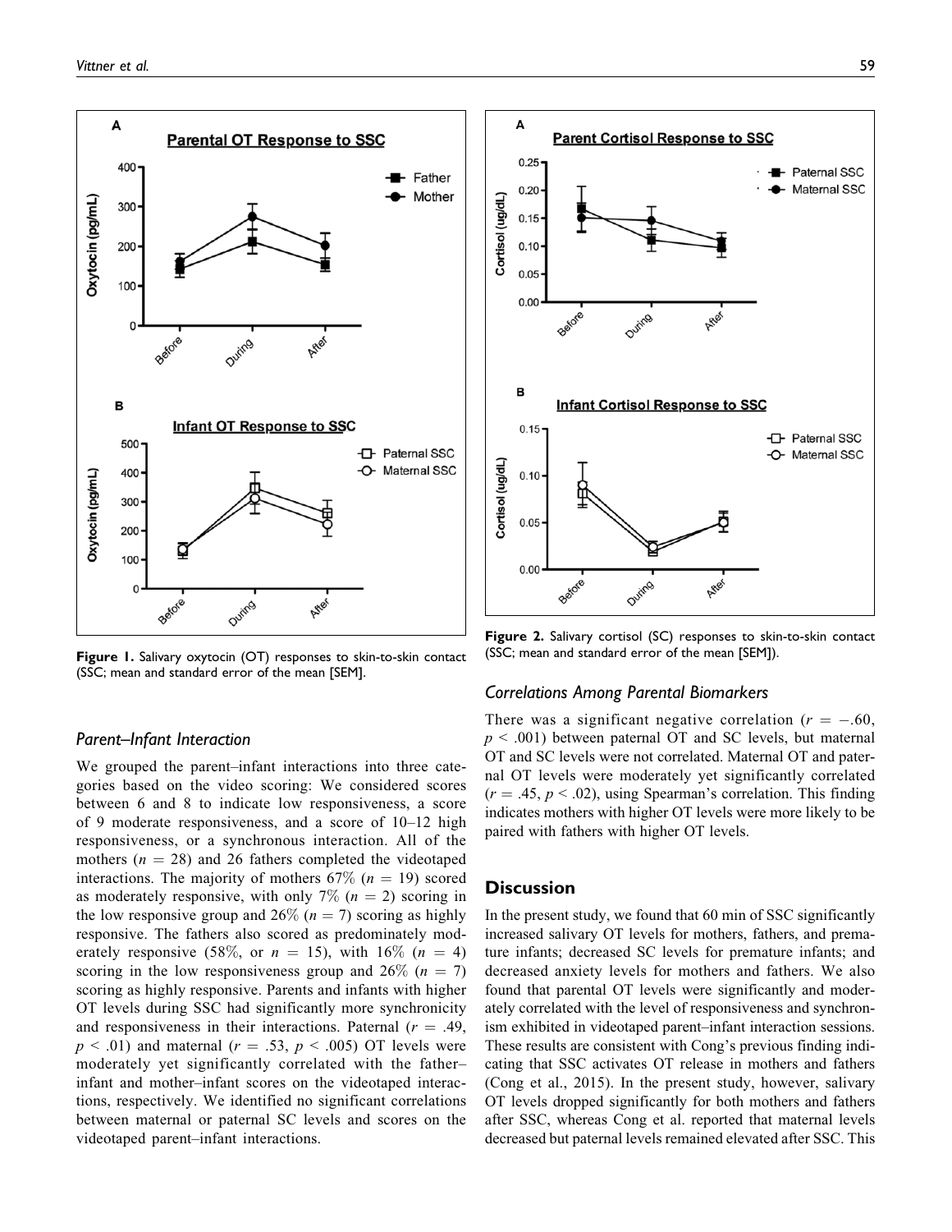Figure 1. Salivary oxytocin (OT) responses to skin-to-skin contact (SSC; mean and standard error of the mean [SEM].

### Parent–Infant Interaction

We grouped the parent–infant interactions into three categories based on the video scoring: We considered scores between 6 and 8 to indicate low responsiveness, a score of 9 moderate responsiveness, and a score of 10–12 high responsiveness, or a synchronous interaction. All of the mothers ($n = 28$) and 26 fathers completed the videotaped interactions. The majority of mothers 67% ($n = 19$) scored as moderately responsive, with only 7% ($n = 2$) scoring in the low responsive group and 26% ($n = 7$) scoring as highly responsive. The fathers also scored as predominately moderately responsive (58%, or $n = 15$), with 16% ($n = 4$) scoring in the low responsiveness group and 26% ($n = 7$) scoring as highly responsive. Parents and infants with higher OT levels during SSC had significantly more synchronicity and responsiveness in their interactions. Paternal ($r = .49$, $p < .01$) and maternal ($r = .53$, $p < .005$) OT levels were moderately yet significantly correlated with the father–infant and mother–infant scores on the videotaped interactions, respectively. We identified no significant correlations between maternal or paternal SC levels and scores on the videotaped parent–infant interactions.

Figure 2. Salivary cortisol (SC) responses to skin-to-skin contact (SSC; mean and standard error of the mean [SEM]).

### Correlations Among Parental Biomarkers

There was a significant negative correlation ($r = -.60$, $p < .001$) between paternal OT and SC levels, but maternal OT and SC levels were not correlated. Maternal OT and paternal OT levels were moderately yet significantly correlated ($r = .45$, $p < .02$), using Spearman's correlation. This finding indicates mothers with higher OT levels were more likely to be paired with fathers with higher OT levels.

## Discussion

In the present study, we found that 60 min of SSC significantly increased salivary OT levels for mothers, fathers, and premature infants; decreased SC levels for premature infants; and decreased anxiety levels for mothers and fathers. We also found that parental OT levels were significantly and moderately correlated with the level of responsiveness and synchronism exhibited in videotaped parent–infant interaction sessions. These results are consistent with Cong's previous finding indicating that SSC activates OT release in mothers and fathers (Cong et al., 2015). In the present study, however, salivary OT levels dropped significantly for both mothers and fathers after SSC, whereas Cong et al. reported that maternal levels decreased but paternal levels remained elevated after SSC. This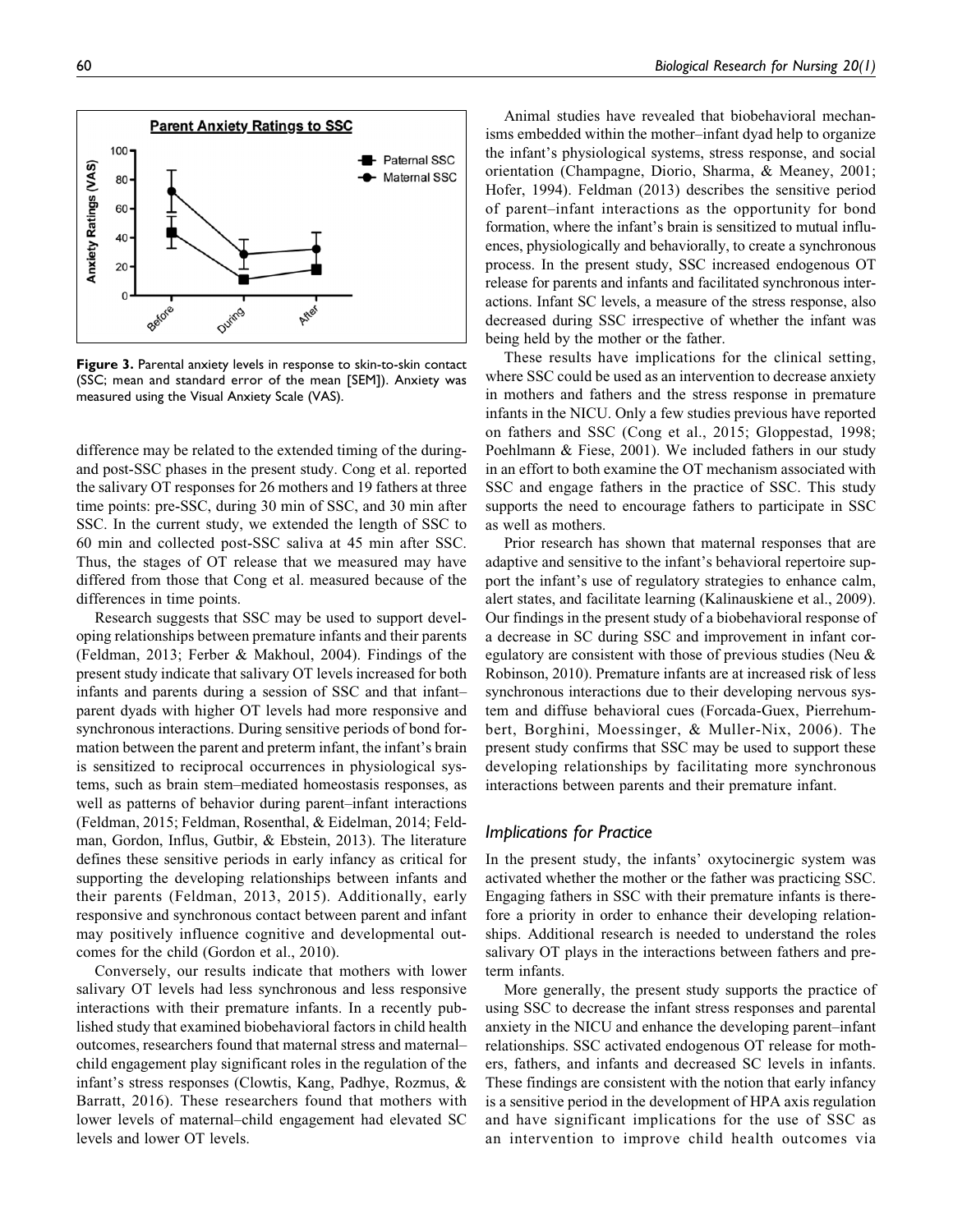**Figure 3.** Parental anxiety levels in response to skin-to-skin contact (SSC; mean and standard error of the mean [SEM]). Anxiety was measured using the Visual Anxiety Scale (VAS).

difference may be related to the extended timing of the during- and post-SSC phases in the present study. Cong et al. reported the salivary OT responses for 26 mothers and 19 fathers at three time points: pre-SSC, during 30 min of SSC, and 30 min after SSC. In the current study, we extended the length of SSC to 60 min and collected post-SSC saliva at 45 min after SSC. Thus, the stages of OT release that we measured may have differed from those that Cong et al. measured because of the differences in time points.

Research suggests that SSC may be used to support developing relationships between premature infants and their parents (Feldman, 2013; Ferber & Makhoul, 2004). Findings of the present study indicate that salivary OT levels increased for both infants and parents during a session of SSC and that infant–parent dyads with higher OT levels had more responsive and synchronous interactions. During sensitive periods of bond formation between the parent and preterm infant, the infant's brain is sensitized to reciprocal occurrences in physiological systems, such as brain stem–mediated homeostasis responses, as well as patterns of behavior during parent–infant interactions (Feldman, 2015; Feldman, Rosenthal, & Eidelman, 2014; Feldman, Gordon, Influs, Gutbir, & Ebstein, 2013). The literature defines these sensitive periods in early infancy as critical for supporting the developing relationships between infants and their parents (Feldman, 2013, 2015). Additionally, early responsive and synchronous contact between parent and infant may positively influence cognitive and developmental outcomes for the child (Gordon et al., 2010).

Conversely, our results indicate that mothers with lower salivary OT levels had less synchronous and less responsive interactions with their premature infants. In a recently published study that examined biobehavioral factors in child health outcomes, researchers found that maternal stress and maternal–child engagement play significant roles in the regulation of the infant's stress responses (Clowtis, Kang, Padhye, Rozmus, & Barratt, 2016). These researchers found that mothers with lower levels of maternal–child engagement had elevated SC levels and lower OT levels.

Animal studies have revealed that biobehavioral mechanisms embedded within the mother–infant dyad help to organize the infant's physiological systems, stress response, and social orientation (Champagne, Diorio, Sharma, & Meaney, 2001; Hofer, 1994). Feldman (2013) describes the sensitive period of parent–infant interactions as the opportunity for bond formation, where the infant's brain is sensitized to mutual influences, physiologically and behaviorally, to create a synchronous process. In the present study, SSC increased endogenous OT release for parents and infants and facilitated synchronous interactions. Infant SC levels, a measure of the stress response, also decreased during SSC irrespective of whether the infant was being held by the mother or the father.

These results have implications for the clinical setting, where SSC could be used as an intervention to decrease anxiety in mothers and fathers and the stress response in premature infants in the NICU. Only a few studies previous have reported on fathers and SSC (Cong et al., 2015; Gloppestad, 1998; Poehlmann & Fiese, 2001). We included fathers in our study in an effort to both examine the OT mechanism associated with SSC and engage fathers in the practice of SSC. This study supports the need to encourage fathers to participate in SSC as well as mothers.

Prior research has shown that maternal responses that are adaptive and sensitive to the infant's behavioral repertoire support the infant's use of regulatory strategies to enhance calm, alert states, and facilitate learning (Kalinauskiene et al., 2009). Our findings in the present study of a biobehavioral response of a decrease in SC during SSC and improvement in infant coregulatory are consistent with those of previous studies (Neu & Robinson, 2010). Premature infants are at increased risk of less synchronous interactions due to their developing nervous system and diffuse behavioral cues (Forcada-Guex, Pierrehumbert, Borghini, Moessinger, & Muller-Nix, 2006). The present study confirms that SSC may be used to support these developing relationships by facilitating more synchronous interactions between parents and their premature infant.

### *Implications for Practice*

In the present study, the infants' oxytocinergic system was activated whether the mother or the father was practicing SSC. Engaging fathers in SSC with their premature infants is therefore a priority in order to enhance their developing relationships. Additional research is needed to understand the roles salivary OT plays in the interactions between fathers and preterm infants.

More generally, the present study supports the practice of using SSC to decrease the infant stress responses and parental anxiety in the NICU and enhance the developing parent–infant relationships. SSC activated endogenous OT release for mothers, fathers, and infants and decreased SC levels in infants. These findings are consistent with the notion that early infancy is a sensitive period in the development of HPA axis regulation and have significant implications for the use of SSC as an intervention to improve child health outcomes via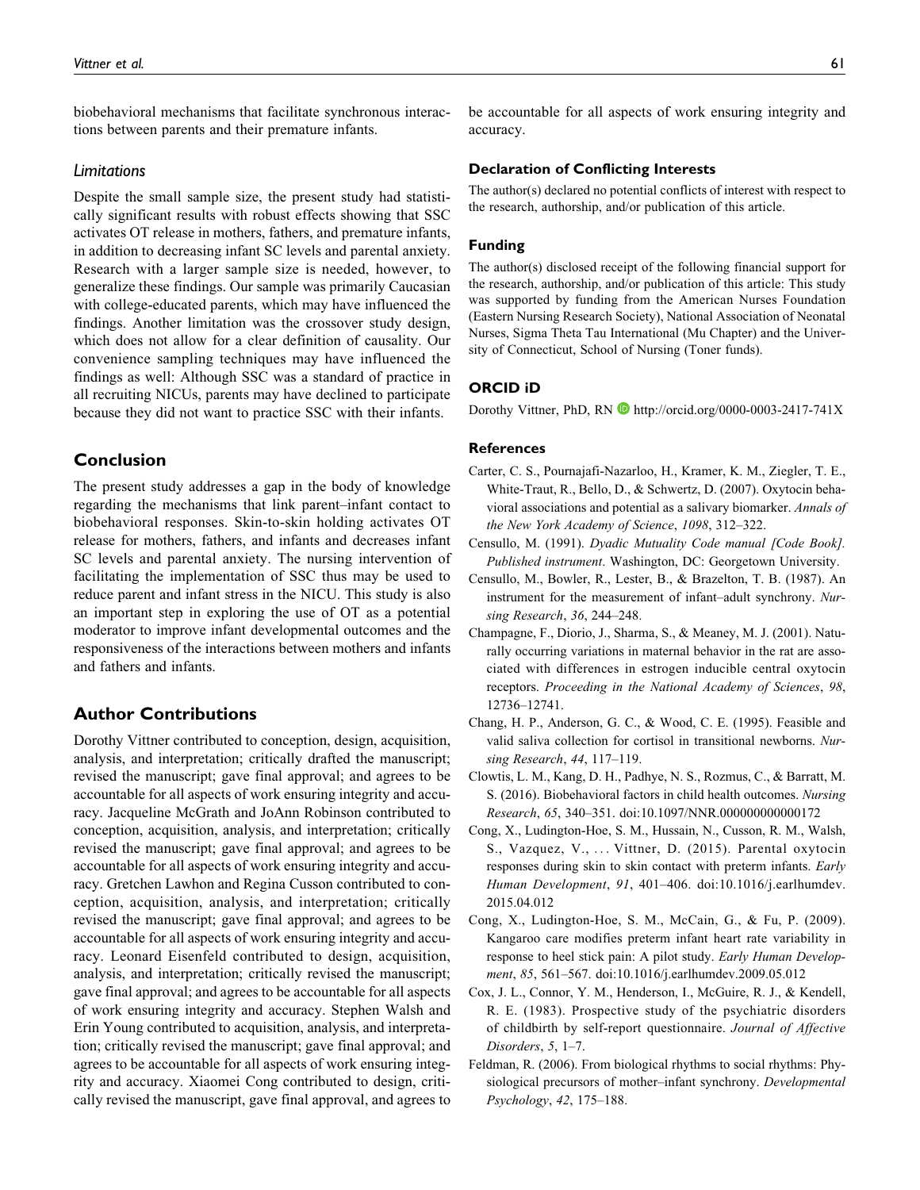biobehavioral mechanisms that facilitate synchronous interactions between parents and their premature infants.

### Limitations

Despite the small sample size, the present study had statistically significant results with robust effects showing that SSC activates OT release in mothers, fathers, and premature infants, in addition to decreasing infant SC levels and parental anxiety. Research with a larger sample size is needed, however, to generalize these findings. Our sample was primarily Caucasian with college-educated parents, which may have influenced the findings. Another limitation was the crossover study design, which does not allow for a clear definition of causality. Our convenience sampling techniques may have influenced the findings as well: Although SSC was a standard of practice in all recruiting NICUs, parents may have declined to participate because they did not want to practice SSC with their infants.

## Conclusion

The present study addresses a gap in the body of knowledge regarding the mechanisms that link parent–infant contact to biobehavioral responses. Skin-to-skin holding activates OT release for mothers, fathers, and infants and decreases infant SC levels and parental anxiety. The nursing intervention of facilitating the implementation of SSC thus may be used to reduce parent and infant stress in the NICU. This study is also an important step in exploring the use of OT as a potential moderator to improve infant developmental outcomes and the responsiveness of the interactions between mothers and infants and fathers and infants.

## Author Contributions

Dorothy Vittner contributed to conception, design, acquisition, analysis, and interpretation; critically drafted the manuscript; revised the manuscript; gave final approval; and agrees to be accountable for all aspects of work ensuring integrity and accuracy. Jacqueline McGrath and JoAnn Robinson contributed to conception, acquisition, analysis, and interpretation; critically revised the manuscript; gave final approval; and agrees to be accountable for all aspects of work ensuring integrity and accuracy. Gretchen Lawhon and Regina Cusson contributed to conception, acquisition, analysis, and interpretation; critically revised the manuscript; gave final approval; and agrees to be accountable for all aspects of work ensuring integrity and accuracy. Leonard Eisenfeld contributed to design, acquisition, analysis, and interpretation; critically revised the manuscript; gave final approval; and agrees to be accountable for all aspects of work ensuring integrity and accuracy. Stephen Walsh and Erin Young contributed to acquisition, analysis, and interpretation; critically revised the manuscript; gave final approval; and agrees to be accountable for all aspects of work ensuring integrity and accuracy. Xiaomei Cong contributed to design, critically revised the manuscript, gave final approval, and agrees to be accountable for all aspects of work ensuring integrity and accuracy.

### Declaration of Conflicting Interests

The author(s) declared no potential conflicts of interest with respect to the research, authorship, and/or publication of this article.

### Funding

The author(s) disclosed receipt of the following financial support for the research, authorship, and/or publication of this article: This study was supported by funding from the American Nurses Foundation (Eastern Nursing Research Society), National Association of Neonatal Nurses, Sigma Theta Tau International (Mu Chapter) and the University of Connecticut, School of Nursing (Toner funds).

### ORCID iD

Dorothy Vittner, PhD, RN http://orcid.org/0000-0003-2417-741X

### References

Carter, C. S., Pournajafi-Nazarloo, H., Kramer, K. M., Ziegler, T. E., White-Traut, R., Bello, D., & Schwertz, D. (2007). Oxytocin behavioral associations and potential as a salivary biomarker. *Annals of the New York Academy of Science*, *1098*, 312–322.

Censullo, M. (1991). *Dyadic Mutuality Code manual [Code Book]. Published instrument*. Washington, DC: Georgetown University.

Censullo, M., Bowler, R., Lester, B., & Brazelton, T. B. (1987). An instrument for the measurement of infant–adult synchrony. *Nursing Research*, *36*, 244–248.

Champagne, F., Diorio, J., Sharma, S., & Meaney, M. J. (2001). Naturally occurring variations in maternal behavior in the rat are associated with differences in estrogen inducible central oxytocin receptors. *Proceeding in the National Academy of Sciences*, *98*, 12736–12741.

Chang, H. P., Anderson, G. C., & Wood, C. E. (1995). Feasible and valid saliva collection for cortisol in transitional newborns. *Nursing Research*, *44*, 117–119.

Clowtis, L. M., Kang, D. H., Padhye, N. S., Rozmus, C., & Barratt, M. S. (2016). Biobehavioral factors in child health outcomes. *Nursing Research*, *65*, 340–351. doi:10.1097/NNR.000000000000172

Cong, X., Ludington-Hoe, S. M., Hussain, N., Cusson, R. M., Walsh, S., Vazquez, V., ... Vittner, D. (2015). Parental oxytocin responses during skin to skin contact with preterm infants. *Early Human Development*, *91*, 401–406. doi:10.1016/j.earlhumdev.2015.04.012

Cong, X., Ludington-Hoe, S. M., McCain, G., & Fu, P. (2009). Kangaroo care modifies preterm infant heart rate variability in response to heel stick pain: A pilot study. *Early Human Development*, *85*, 561–567. doi:10.1016/j.earlhumdev.2009.05.012

Cox, J. L., Connor, Y. M., Henderson, I., McGuire, R. J., & Kendell, R. E. (1983). Prospective study of the psychiatric disorders of childbirth by self-report questionnaire. *Journal of Affective Disorders*, *5*, 1–7.

Feldman, R. (2006). From biological rhythms to social rhythms: Physiological precursors of mother–infant synchrony. *Developmental Psychology*, *42*, 175–188.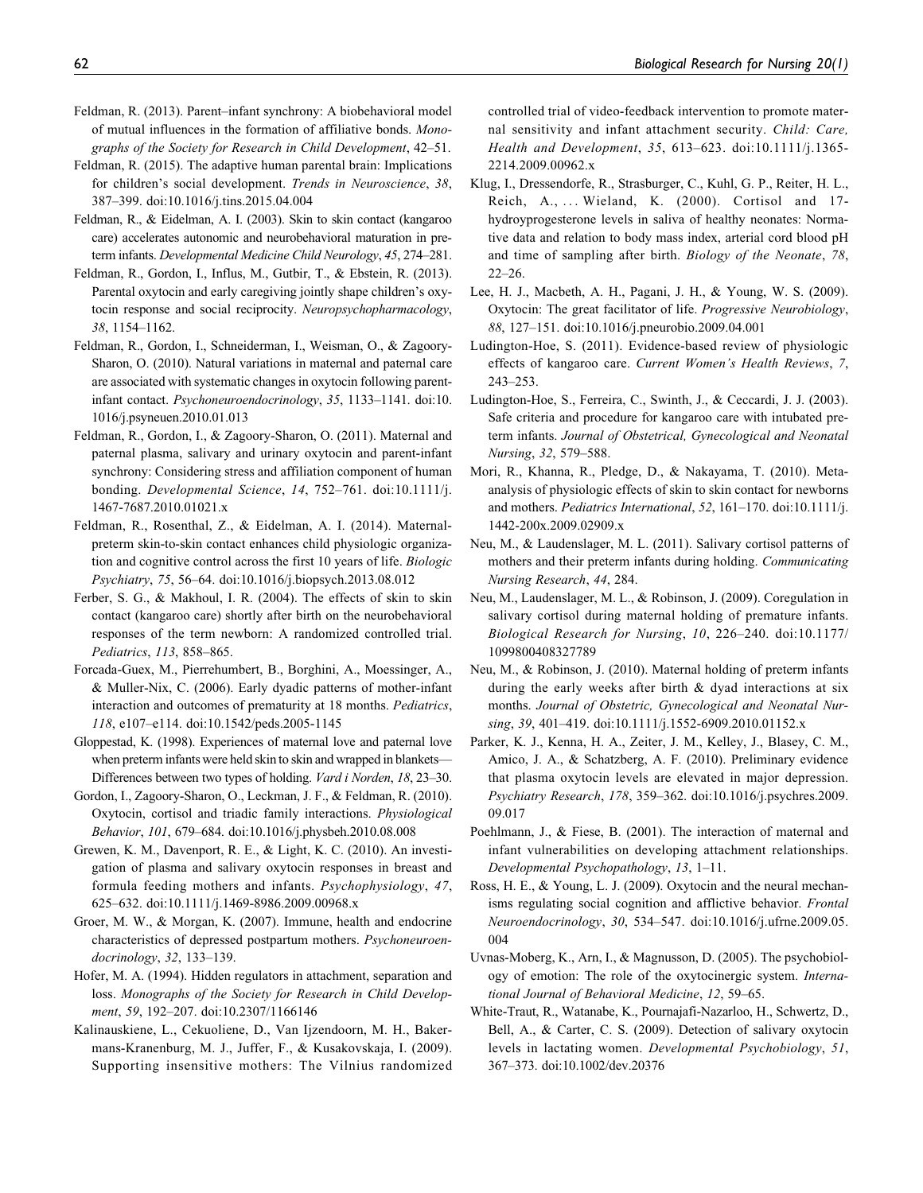Feldman, R. (2013). Parent–infant synchrony: A biobehavioral model of mutual influences in the formation of affiliative bonds. *Monographs of the Society for Research in Child Development*, 42–51.

Feldman, R. (2015). The adaptive human parental brain: Implications for children's social development. *Trends in Neuroscience*, *38*, 387–399. doi:10.1016/j.tins.2015.04.004

Feldman, R., & Eidelman, A. I. (2003). Skin to skin contact (kangaroo care) accelerates autonomic and neurobehavioral maturation in preterm infants. *Developmental Medicine Child Neurology*, *45*, 274–281.

Feldman, R., Gordon, I., Influs, M., Gutbir, T., & Ebstein, R. (2013). Parental oxytocin and early caregiving jointly shape children's oxytocin response and social reciprocity. *Neuropsychopharmacology*, *38*, 1154–1162.

Feldman, R., Gordon, I., Schneiderman, I., Weisman, O., & Zagoory-Sharon, O. (2010). Natural variations in maternal and paternal care are associated with systematic changes in oxytocin following parent-infant contact. *Psychoneuroendocrinology*, *35*, 1133–1141. doi:10.1016/j.psyneuen.2010.01.013

Feldman, R., Gordon, I., & Zagoory-Sharon, O. (2011). Maternal and paternal plasma, salivary and urinary oxytocin and parent-infant synchrony: Considering stress and affiliation component of human bonding. *Developmental Science*, *14*, 752–761. doi:10.1111/j.1467-7687.2010.01021.x

Feldman, R., Rosenthal, Z., & Eidelman, A. I. (2014). Maternal-preterm skin-to-skin contact enhances child physiologic organization and cognitive control across the first 10 years of life. *Biologic Psychiatry*, *75*, 56–64. doi:10.1016/j.biopsych.2013.08.012

Ferber, S. G., & Makhoul, I. R. (2004). The effects of skin to skin contact (kangaroo care) shortly after birth on the neurobehavioral responses of the term newborn: A randomized controlled trial. *Pediatrics*, *113*, 858–865.

Forcada-Guex, M., Pierrehumbert, B., Borghini, A., Moessinger, A., & Muller-Nix, C. (2006). Early dyadic patterns of mother-infant interaction and outcomes of prematurity at 18 months. *Pediatrics*, *118*, e107–e114. doi:10.1542/peds.2005-1145

Gloppestad, K. (1998). Experiences of maternal love and paternal love when preterm infants were held skin to skin and wrapped in blankets—Differences between two types of holding. *Vard i Norden*, *18*, 23–30.

Gordon, I., Zagoory-Sharon, O., Leckman, J. F., & Feldman, R. (2010). Oxytocin, cortisol and triadic family interactions. *Physiological Behavior*, *101*, 679–684. doi:10.1016/j.physbeh.2010.08.008

Grewen, K. M., Davenport, R. E., & Light, K. C. (2010). An investigation of plasma and salivary oxytocin responses in breast and formula feeding mothers and infants. *Psychophysiology*, *47*, 625–632. doi:10.1111/j.1469-8986.2009.00968.x

Groer, M. W., & Morgan, K. (2007). Immune, health and endocrine characteristics of depressed postpartum mothers. *Psychoneuroendocrinology*, *32*, 133–139.

Hofer, M. A. (1994). Hidden regulators in attachment, separation and loss. *Monographs of the Society for Research in Child Development*, *59*, 192–207. doi:10.2307/1166146

Kalinauskiene, L., Cekuoliene, D., Van Ijzendoorn, M. H., Bakermans-Kranenburg, M. J., Juffer, F., & Kusakovskaja, I. (2009). Supporting insensitive mothers: The Vilnius randomized controlled trial of video-feedback intervention to promote maternal sensitivity and infant attachment security. *Child: Care, Health and Development*, *35*, 613–623. doi:10.1111/j.1365-2214.2009.00962.x

Klug, I., Dressendorfe, R., Strasburger, C., Kuhl, G. P., Reiter, H. L., Reich, A., ... Wieland, K. (2000). Cortisol and 17-hydroyprogesterone levels in saliva of healthy neonates: Normative data and relation to body mass index, arterial cord blood pH and time of sampling after birth. *Biology of the Neonate*, *78*, 22–26.

Lee, H. J., Macbeth, A. H., Pagani, J. H., & Young, W. S. (2009). Oxytocin: The great facilitator of life. *Progressive Neurobiology*, *88*, 127–151. doi:10.1016/j.pneurobio.2009.04.001

Ludington-Hoe, S. (2011). Evidence-based review of physiologic effects of kangaroo care. *Current Women's Health Reviews*, *7*, 243–253.

Ludington-Hoe, S., Ferreira, C., Swinth, J., & Ceccardi, J. J. (2003). Safe criteria and procedure for kangaroo care with intubated preterm infants. *Journal of Obstetrical, Gynecological and Neonatal Nursing*, *32*, 579–588.

Mori, R., Khanna, R., Pledge, D., & Nakayama, T. (2010). Meta-analysis of physiologic effects of skin to skin contact for newborns and mothers. *Pediatrics International*, *52*, 161–170. doi:10.1111/j.1442-200x.2009.02909.x

Neu, M., & Laudenslager, M. L. (2011). Salivary cortisol patterns of mothers and their preterm infants during holding. *Communicating Nursing Research*, *44*, 284.

Neu, M., Laudenslager, M. L., & Robinson, J. (2009). Coregulation in salivary cortisol during maternal holding of premature infants. *Biological Research for Nursing*, *10*, 226–240. doi:10.1177/1099800408327789

Neu, M., & Robinson, J. (2010). Maternal holding of preterm infants during the early weeks after birth & dyad interactions at six months. *Journal of Obstetric, Gynecological and Neonatal Nursing*, *39*, 401–419. doi:10.1111/j.1552-6909.2010.01152.x

Parker, K. J., Kenna, H. A., Zeiter, J. M., Kelley, J., Blasey, C. M., Amico, J. A., & Schatzberg, A. F. (2010). Preliminary evidence that plasma oxytocin levels are elevated in major depression. *Psychiatry Research*, *178*, 359–362. doi:10.1016/j.psychres.2009.09.017

Poehlmann, J., & Fiese, B. (2001). The interaction of maternal and infant vulnerabilities on developing attachment relationships. *Developmental Psychopathology*, *13*, 1–11.

Ross, H. E., & Young, L. J. (2009). Oxytocin and the neural mechanisms regulating social cognition and afflictive behavior. *Frontal Neuroendocrinology*, *30*, 534–547. doi:10.1016/j.ufrne.2009.05.004

Uvnas-Moberg, K., Arn, I., & Magnusson, D. (2005). The psychobiology of emotion: The role of the oxytocinergic system. *International Journal of Behavioral Medicine*, *12*, 59–65.

White-Traut, R., Watanabe, K., Pournajafi-Nazarloo, H., Schwertz, D., Bell, A., & Carter, C. S. (2009). Detection of salivary oxytocin levels in lactating women. *Developmental Psychobiology*, *51*, 367–373. doi:10.1002/dev.20376